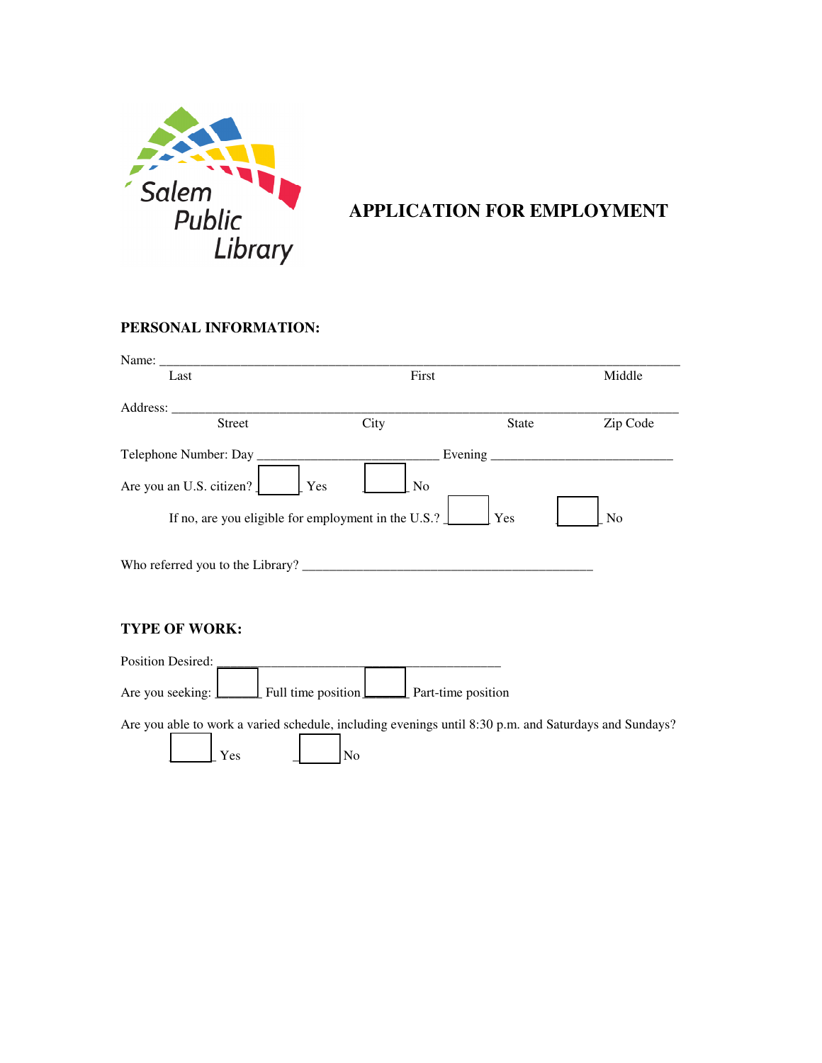Salem Public Library

# APPLICATION FOR EMPLOYMENT

## PERSONAL INFORMATION:

Name: ______________________________________________________________________
Last First Middle

Address: ____________________________________________________________________
Street City State Zip Code

Telephone Number: Day ___________________________ Evening ___________________________

Are you an U.S. citizen? ☐ Yes ☐ No

If no, are you eligible for employment in the U.S.? ☐ Yes ☐ No

Who referred you to the Library? _____________________________________________

## TYPE OF WORK:

Position Desired: __________________________________________

Are you seeking: ☐ Full time position ☐ Part-time position

Are you able to work a varied schedule, including evenings until 8:30 p.m. and Saturdays and Sundays?

☐ Yes ☐ No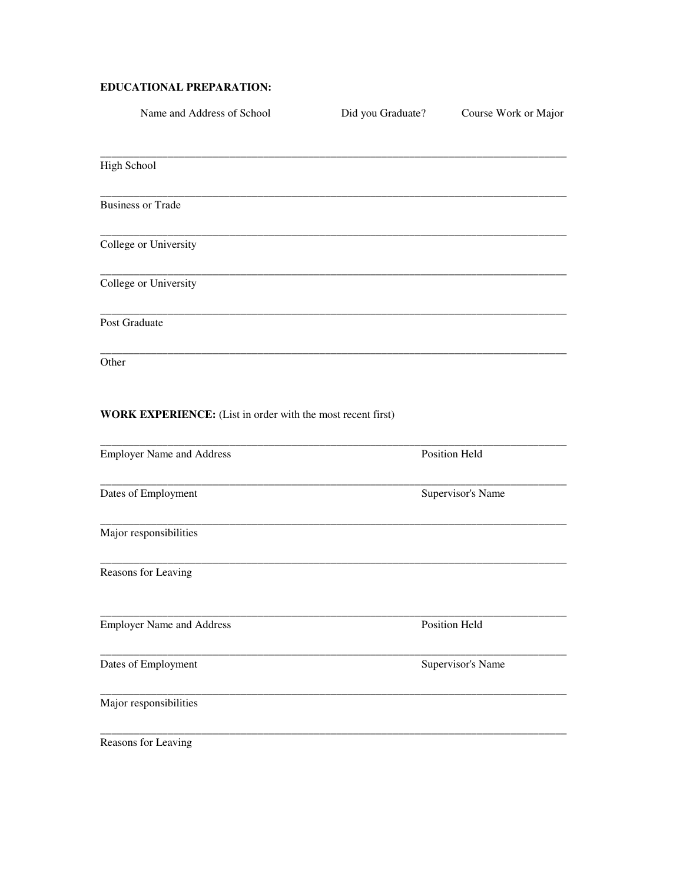**EDUCATIONAL PREPARATION:**

| | Name and Address of School | Did you Graduate? | Course Work or Major |
|---|---|---|---|
| High School | | | |
| Business or Trade | | | |
| College or University | | | |
| College or University | | | |
| Post Graduate | | | |
| Other | | | |

**WORK EXPERIENCE:** (List in order with the most recent first)

______________________________________________________________________________

Employer Name and Address                                                                 Position Held

______________________________________________________________________________

Dates of Employment                                                                 Supervisor's Name

______________________________________________________________________________

Major responsibilities

______________________________________________________________________________

Reasons for Leaving

______________________________________________________________________________

Employer Name and Address                                                                 Position Held

______________________________________________________________________________

Dates of Employment                                                                 Supervisor's Name

______________________________________________________________________________

Major responsibilities

______________________________________________________________________________

Reasons for Leaving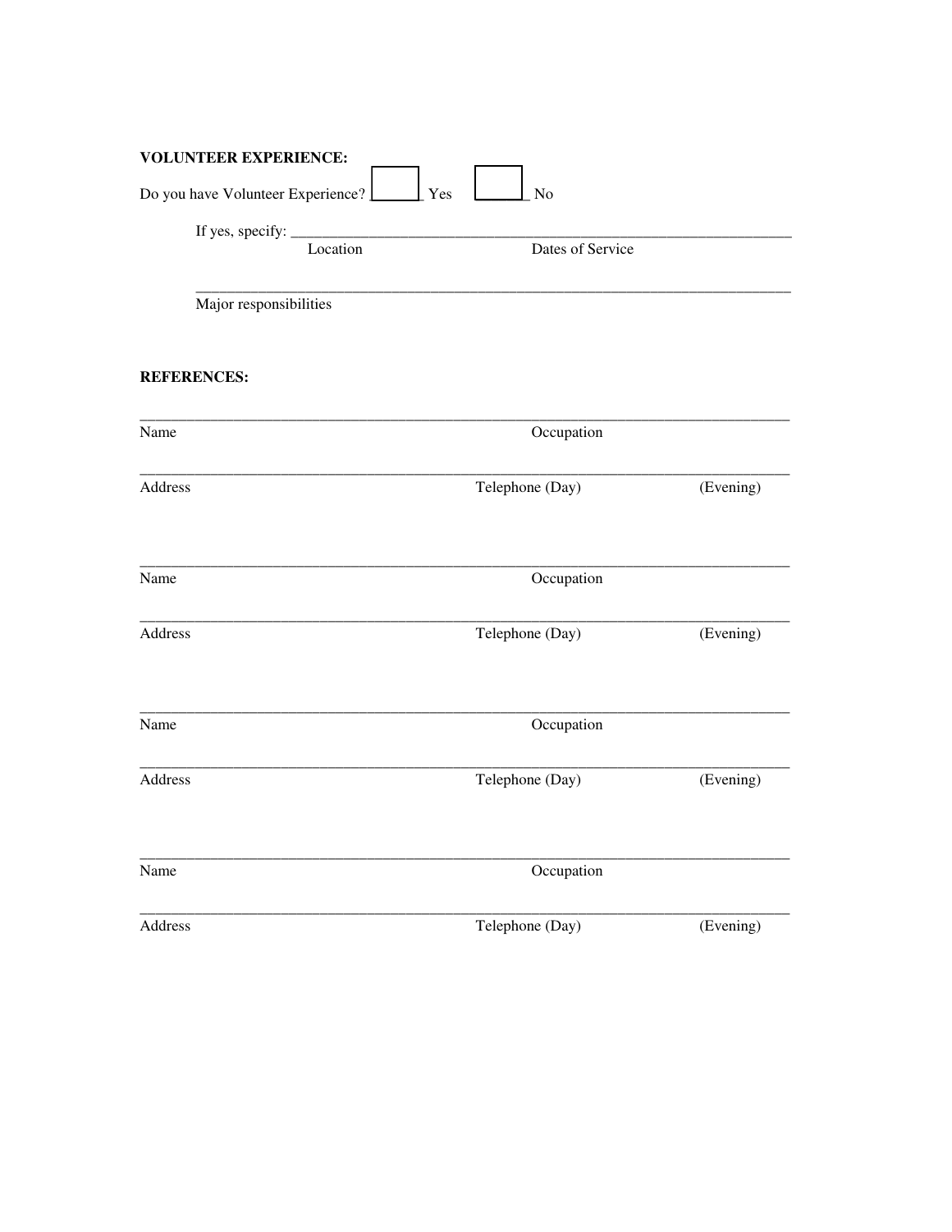**VOLUNTEER EXPERIENCE:**

Do you have Volunteer Experience? ☐ Yes ☐ No

If yes, specify: ______________________________________________________________________

Location Dates of Service

______________________________________________________________________

Major responsibilities

**REFERENCES:**

______________________________________________________________________

Name Occupation

______________________________________________________________________

Address Telephone (Day) (Evening)

______________________________________________________________________

Name Occupation

______________________________________________________________________

Address Telephone (Day) (Evening)

______________________________________________________________________

Name Occupation

______________________________________________________________________

Address Telephone (Day) (Evening)

______________________________________________________________________

Name Occupation

______________________________________________________________________

Address Telephone (Day) (Evening)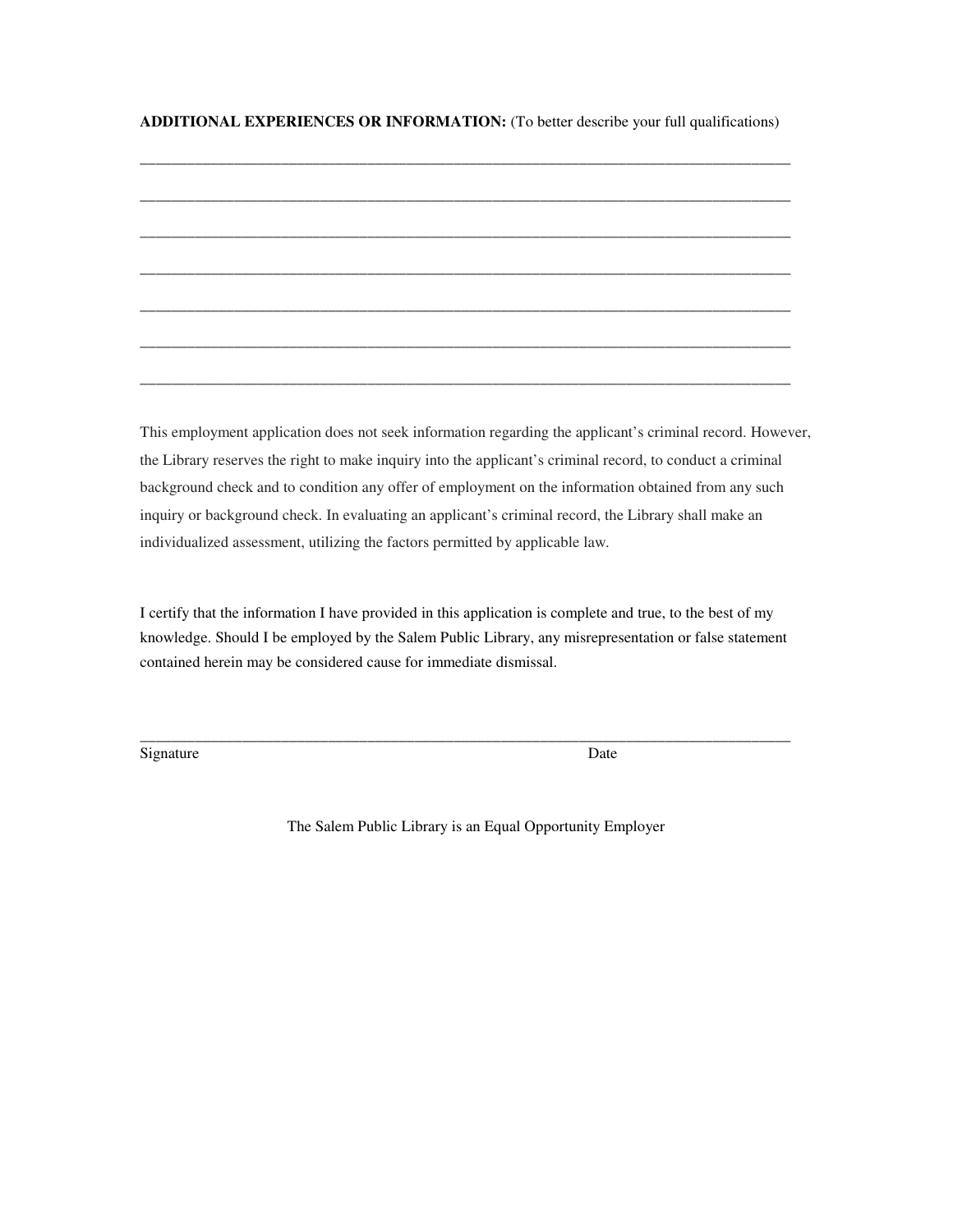**ADDITIONAL EXPERIENCES OR INFORMATION:** (To better describe your full qualifications)

_______________________________________________________________________________

_______________________________________________________________________________

_______________________________________________________________________________

_______________________________________________________________________________

_______________________________________________________________________________

_______________________________________________________________________________

_______________________________________________________________________________

This employment application does not seek information regarding the applicant's criminal record. However, the Library reserves the right to make inquiry into the applicant's criminal record, to conduct a criminal background check and to condition any offer of employment on the information obtained from any such inquiry or background check. In evaluating an applicant's criminal record, the Library shall make an individualized assessment, utilizing the factors permitted by applicable law.

I certify that the information I have provided in this application is complete and true, to the best of my knowledge. Should I be employed by the Salem Public Library, any misrepresentation or false statement contained herein may be considered cause for immediate dismissal.

_______________________________________________________________________________

Signature Date

The Salem Public Library is an Equal Opportunity Employer